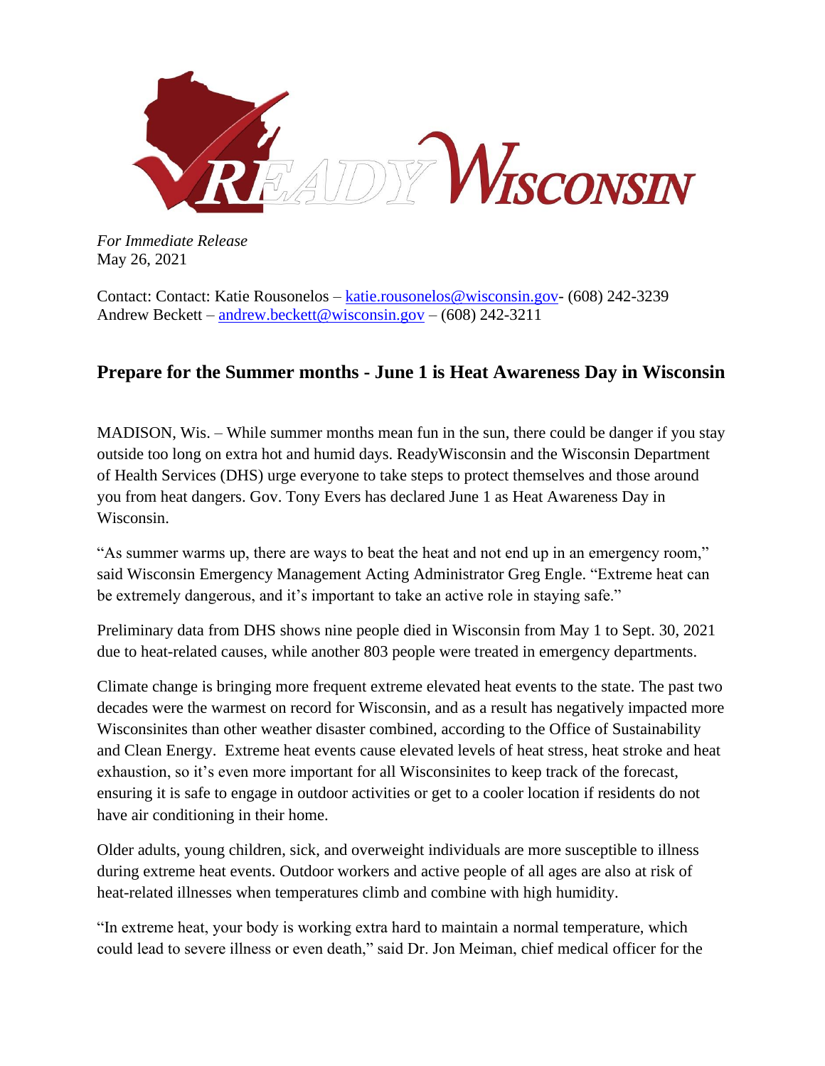*For Immediate Release*
May 26, 2021

Contact: Contact: Katie Rousonelos – [katie.rousonelos@wisconsin.gov](mailto:katie.rousonelos@wisconsin.gov)- (608) 242-3239
Andrew Beckett – [andrew.beckett@wisconsin.gov](mailto:andrew.beckett@wisconsin.gov) – (608) 242-3211

## Prepare for the Summer months - June 1 is Heat Awareness Day in Wisconsin

MADISON, Wis. – While summer months mean fun in the sun, there could be danger if you stay outside too long on extra hot and humid days. ReadyWisconsin and the Wisconsin Department of Health Services (DHS) urge everyone to take steps to protect themselves and those around you from heat dangers. Gov. Tony Evers has declared June 1 as Heat Awareness Day in Wisconsin.

"As summer warms up, there are ways to beat the heat and not end up in an emergency room," said Wisconsin Emergency Management Acting Administrator Greg Engle. "Extreme heat can be extremely dangerous, and it's important to take an active role in staying safe."

Preliminary data from DHS shows nine people died in Wisconsin from May 1 to Sept. 30, 2021 due to heat-related causes, while another 803 people were treated in emergency departments.

Climate change is bringing more frequent extreme elevated heat events to the state. The past two decades were the warmest on record for Wisconsin, and as a result has negatively impacted more Wisconsinites than other weather disaster combined, according to the Office of Sustainability and Clean Energy. Extreme heat events cause elevated levels of heat stress, heat stroke and heat exhaustion, so it's even more important for all Wisconsinites to keep track of the forecast, ensuring it is safe to engage in outdoor activities or get to a cooler location if residents do not have air conditioning in their home.

Older adults, young children, sick, and overweight individuals are more susceptible to illness during extreme heat events. Outdoor workers and active people of all ages are also at risk of heat-related illnesses when temperatures climb and combine with high humidity.

"In extreme heat, your body is working extra hard to maintain a normal temperature, which could lead to severe illness or even death," said Dr. Jon Meiman, chief medical officer for the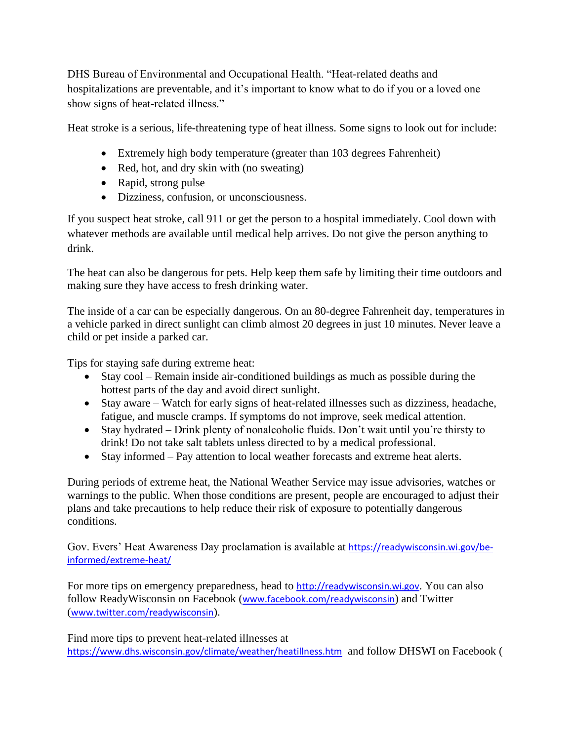DHS Bureau of Environmental and Occupational Health. "Heat-related deaths and hospitalizations are preventable, and it's important to know what to do if you or a loved one show signs of heat-related illness."

Heat stroke is a serious, life-threatening type of heat illness. Some signs to look out for include:

- Extremely high body temperature (greater than 103 degrees Fahrenheit)
- Red, hot, and dry skin with (no sweating)
- Rapid, strong pulse
- Dizziness, confusion, or unconsciousness.

If you suspect heat stroke, call 911 or get the person to a hospital immediately. Cool down with whatever methods are available until medical help arrives. Do not give the person anything to drink.

The heat can also be dangerous for pets. Help keep them safe by limiting their time outdoors and making sure they have access to fresh drinking water.

The inside of a car can be especially dangerous. On an 80-degree Fahrenheit day, temperatures in a vehicle parked in direct sunlight can climb almost 20 degrees in just 10 minutes. Never leave a child or pet inside a parked car.

Tips for staying safe during extreme heat:

- Stay cool – Remain inside air-conditioned buildings as much as possible during the hottest parts of the day and avoid direct sunlight.
- Stay aware – Watch for early signs of heat-related illnesses such as dizziness, headache, fatigue, and muscle cramps. If symptoms do not improve, seek medical attention.
- Stay hydrated – Drink plenty of nonalcoholic fluids. Don't wait until you're thirsty to drink! Do not take salt tablets unless directed to by a medical professional.
- Stay informed – Pay attention to local weather forecasts and extreme heat alerts.

During periods of extreme heat, the National Weather Service may issue advisories, watches or warnings to the public. When those conditions are present, people are encouraged to adjust their plans and take precautions to help reduce their risk of exposure to potentially dangerous conditions.

Gov. Evers' Heat Awareness Day proclamation is available at https://readywisconsin.wi.gov/be-informed/extreme-heat/

For more tips on emergency preparedness, head to http://readywisconsin.wi.gov. You can also follow ReadyWisconsin on Facebook (www.facebook.com/readywisconsin) and Twitter (www.twitter.com/readywisconsin).

Find more tips to prevent heat-related illnesses at https://www.dhs.wisconsin.gov/climate/weather/heatillness.htm and follow DHSWI on Facebook (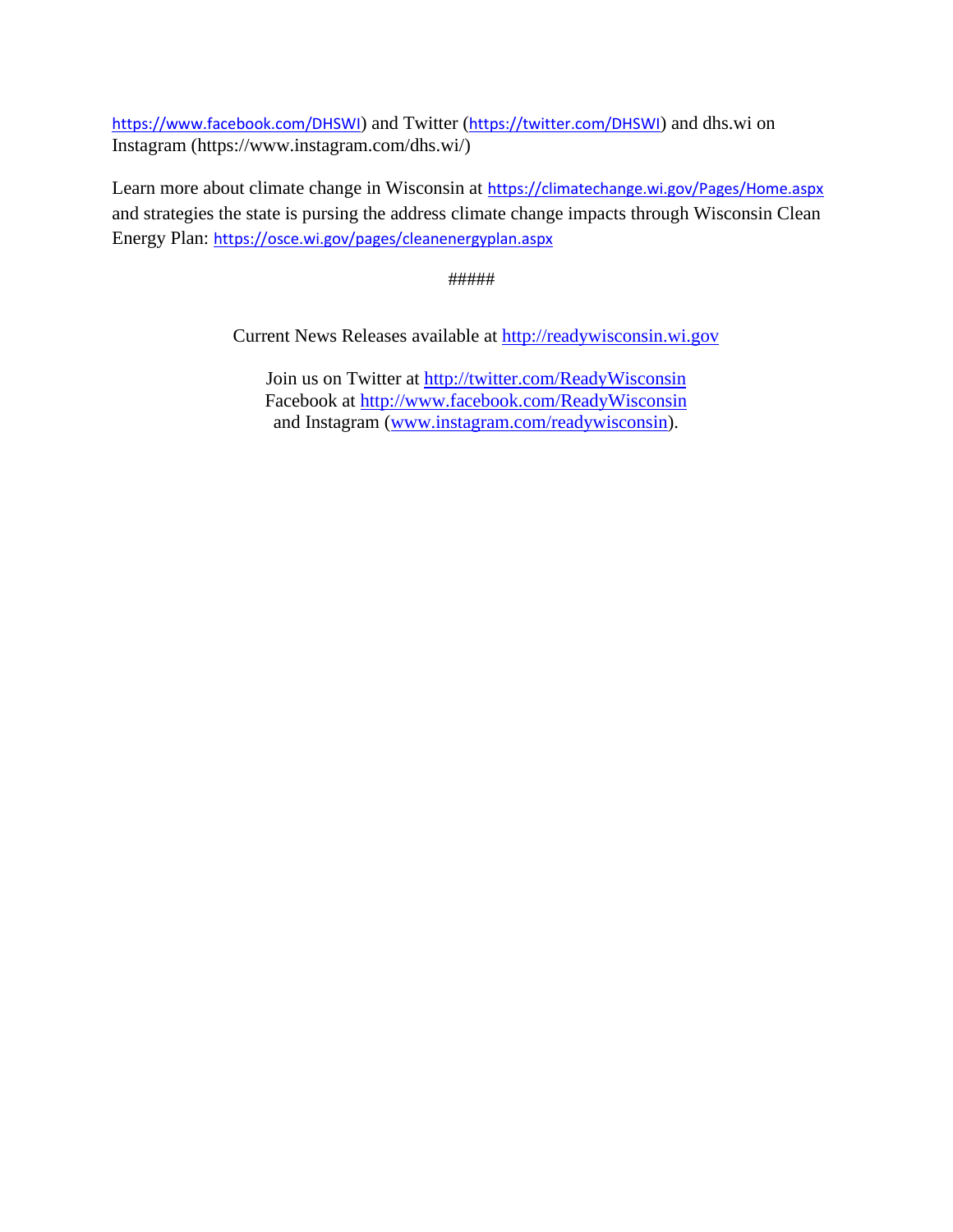https://www.facebook.com/DHSWI) and Twitter (https://twitter.com/DHSWI) and dhs.wi on Instagram (https://www.instagram.com/dhs.wi/)

Learn more about climate change in Wisconsin at https://climatechange.wi.gov/Pages/Home.aspx and strategies the state is pursing the address climate change impacts through Wisconsin Clean Energy Plan: https://osce.wi.gov/pages/cleanenergyplan.aspx

#####

Current News Releases available at http://readywisconsin.wi.gov

Join us on Twitter at http://twitter.com/ReadyWisconsin
Facebook at http://www.facebook.com/ReadyWisconsin
and Instagram (www.instagram.com/readywisconsin).